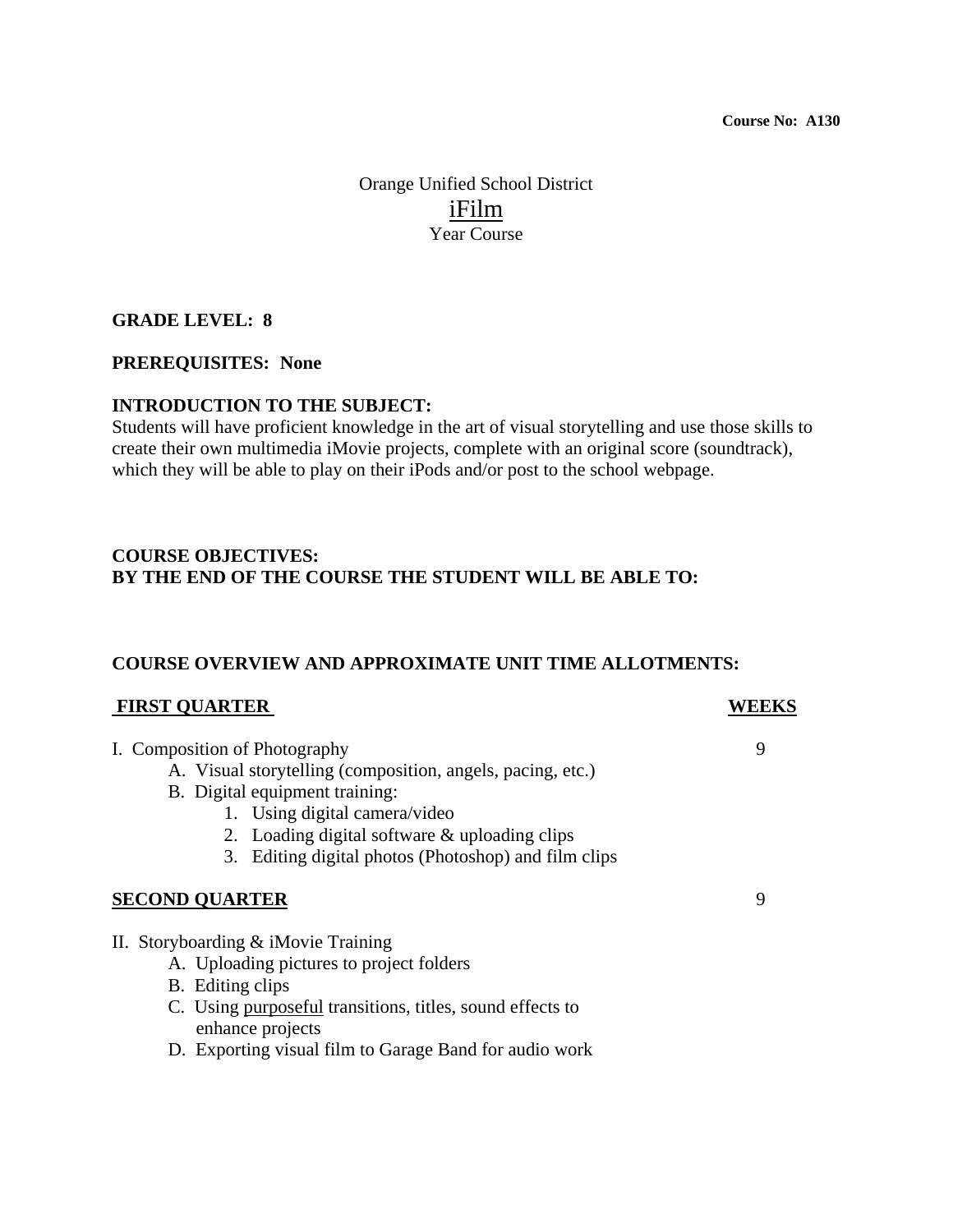**Course No: A130**

Orange Unified School District

# iFilm

Year Course

**GRADE LEVEL: 8**

**PREREQUISITES: None**

**INTRODUCTION TO THE SUBJECT:**

Students will have proficient knowledge in the art of visual storytelling and use those skills to create their own multimedia iMovie projects, complete with an original score (soundtrack), which they will be able to play on their iPods and/or post to the school webpage.

**COURSE OBJECTIVES:**
**BY THE END OF THE COURSE THE STUDENT WILL BE ABLE TO:**

**COURSE OVERVIEW AND APPROXIMATE UNIT TIME ALLOTMENTS:**

| **FIRST QUARTER** | **WEEKS** |
|---|---|
| I. Composition of Photography | 9 |

- A. Visual storytelling (composition, angels, pacing, etc.)
- B. Digital equipment training:
  1. Using digital camera/video
  2. Loading digital software & uploading clips
  3. Editing digital photos (Photoshop) and film clips

| **SECOND QUARTER** | 9 |
|---|---|

II. Storyboarding & iMovie Training

- A. Uploading pictures to project folders
- B. Editing clips
- C. Using <u>purposeful</u> transitions, titles, sound effects to enhance projects
- D. Exporting visual film to Garage Band for audio work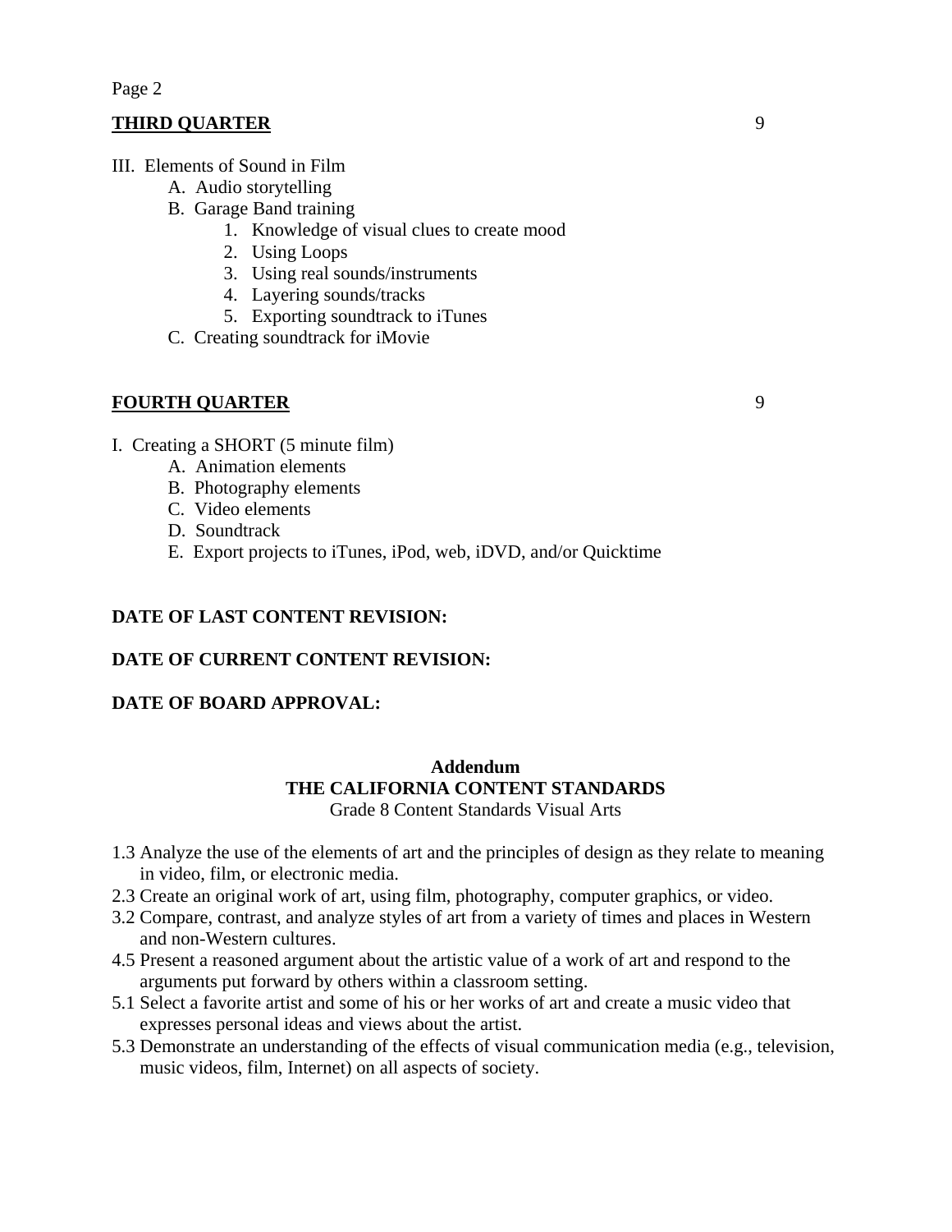## THIRD QUARTER 9

III. Elements of Sound in Film
   A. Audio storytelling
   B. Garage Band training
      1. Knowledge of visual clues to create mood
      2. Using Loops
      3. Using real sounds/instruments
      4. Layering sounds/tracks
      5. Exporting soundtrack to iTunes
   C. Creating soundtrack for iMovie

## FOURTH QUARTER 9

I. Creating a SHORT (5 minute film)
   A. Animation elements
   B. Photography elements
   C. Video elements
   D. Soundtrack
   E. Export projects to iTunes, iPod, web, iDVD, and/or Quicktime

**DATE OF LAST CONTENT REVISION:**

**DATE OF CURRENT CONTENT REVISION:**

**DATE OF BOARD APPROVAL:**

**Addendum**
**THE CALIFORNIA CONTENT STANDARDS**
Grade 8 Content Standards Visual Arts

1.3 Analyze the use of the elements of art and the principles of design as they relate to meaning in video, film, or electronic media.
2.3 Create an original work of art, using film, photography, computer graphics, or video.
3.2 Compare, contrast, and analyze styles of art from a variety of times and places in Western and non-Western cultures.
4.5 Present a reasoned argument about the artistic value of a work of art and respond to the arguments put forward by others within a classroom setting.
5.1 Select a favorite artist and some of his or her works of art and create a music video that expresses personal ideas and views about the artist.
5.3 Demonstrate an understanding of the effects of visual communication media (e.g., television, music videos, film, Internet) on all aspects of society.